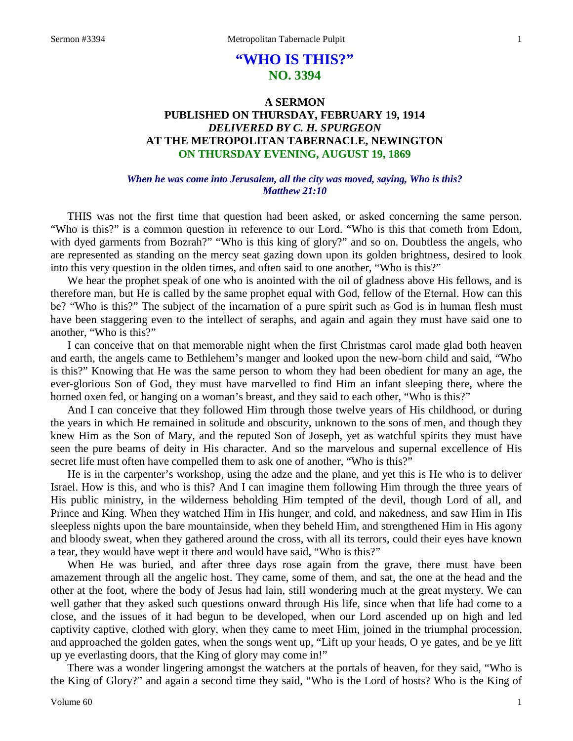# "WHO IS THIS?"
## NO. 3394

### A SERMON
### PUBLISHED ON THURSDAY, FEBRUARY 19, 1914
### *DELIVERED BY C. H. SPURGEON*
### AT THE METROPOLITAN TABERNACLE, NEWINGTON
### ON THURSDAY EVENING, AUGUST 19, 1869

*When he was come into Jerusalem, all the city was moved, saying, Who is this?*
*Matthew 21:10*

THIS was not the first time that question had been asked, or asked concerning the same person. "Who is this?" is a common question in reference to our Lord. "Who is this that cometh from Edom, with dyed garments from Bozrah?" "Who is this king of glory?" and so on. Doubtless the angels, who are represented as standing on the mercy seat gazing down upon its golden brightness, desired to look into this very question in the olden times, and often said to one another, "Who is this?"

We hear the prophet speak of one who is anointed with the oil of gladness above His fellows, and is therefore man, but He is called by the same prophet equal with God, fellow of the Eternal. How can this be? "Who is this?" The subject of the incarnation of a pure spirit such as God is in human flesh must have been staggering even to the intellect of seraphs, and again and again they must have said one to another, "Who is this?"

I can conceive that on that memorable night when the first Christmas carol made glad both heaven and earth, the angels came to Bethlehem's manger and looked upon the new-born child and said, "Who is this?" Knowing that He was the same person to whom they had been obedient for many an age, the ever-glorious Son of God, they must have marvelled to find Him an infant sleeping there, where the horned oxen fed, or hanging on a woman's breast, and they said to each other, "Who is this?"

And I can conceive that they followed Him through those twelve years of His childhood, or during the years in which He remained in solitude and obscurity, unknown to the sons of men, and though they knew Him as the Son of Mary, and the reputed Son of Joseph, yet as watchful spirits they must have seen the pure beams of deity in His character. And so the marvelous and supernal excellence of His secret life must often have compelled them to ask one of another, "Who is this?"

He is in the carpenter's workshop, using the adze and the plane, and yet this is He who is to deliver Israel. How is this, and who is this? And I can imagine them following Him through the three years of His public ministry, in the wilderness beholding Him tempted of the devil, though Lord of all, and Prince and King. When they watched Him in His hunger, and cold, and nakedness, and saw Him in His sleepless nights upon the bare mountainside, when they beheld Him, and strengthened Him in His agony and bloody sweat, when they gathered around the cross, with all its terrors, could their eyes have known a tear, they would have wept it there and would have said, "Who is this?"

When He was buried, and after three days rose again from the grave, there must have been amazement through all the angelic host. They came, some of them, and sat, the one at the head and the other at the foot, where the body of Jesus had lain, still wondering much at the great mystery. We can well gather that they asked such questions onward through His life, since when that life had come to a close, and the issues of it had begun to be developed, when our Lord ascended up on high and led captivity captive, clothed with glory, when they came to meet Him, joined in the triumphal procession, and approached the golden gates, when the songs went up, "Lift up your heads, O ye gates, and be ye lift up ye everlasting doors, that the King of glory may come in!"

There was a wonder lingering amongst the watchers at the portals of heaven, for they said, "Who is the King of Glory?" and again a second time they said, "Who is the Lord of hosts? Who is the King of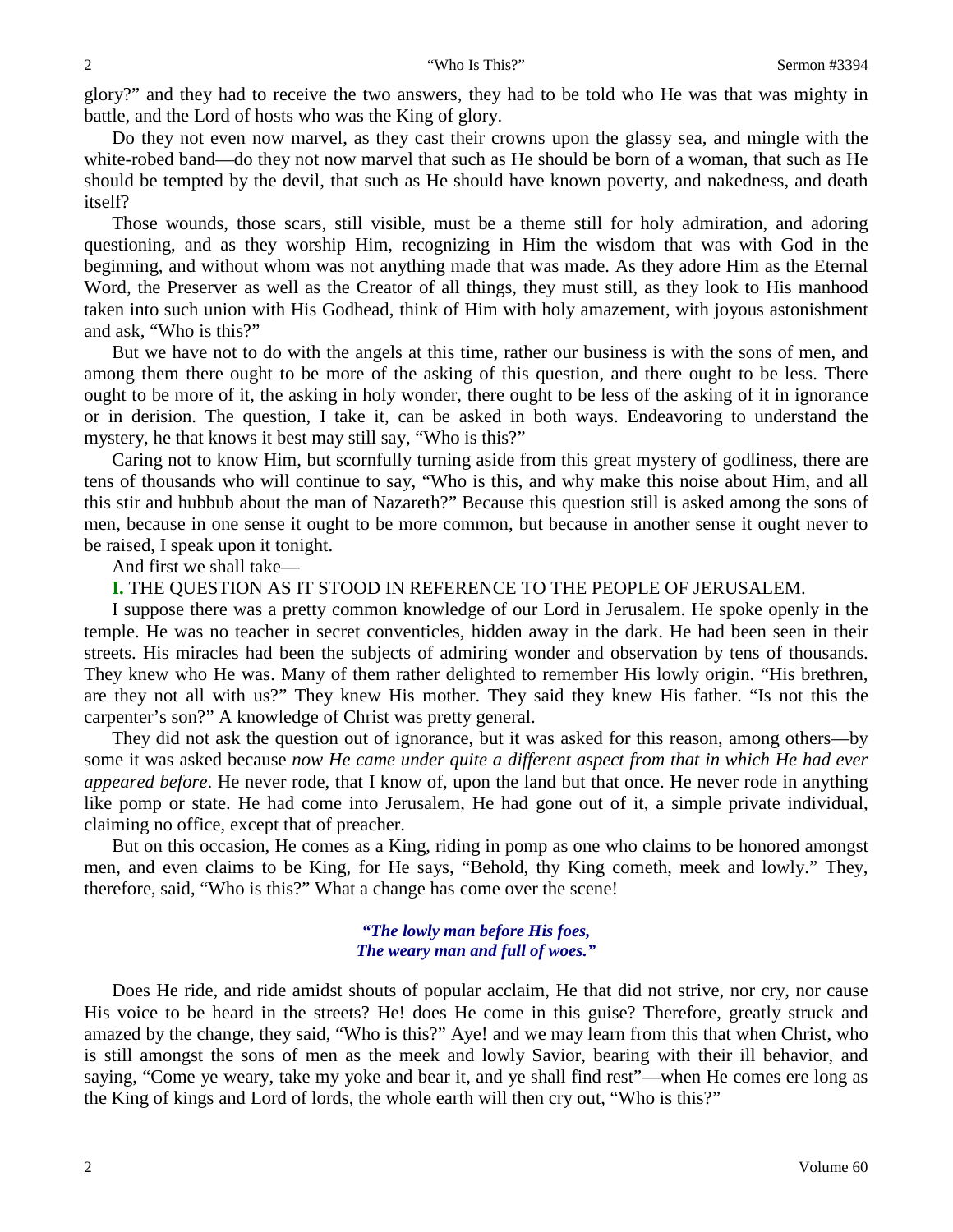glory?" and they had to receive the two answers, they had to be told who He was that was mighty in battle, and the Lord of hosts who was the King of glory.

Do they not even now marvel, as they cast their crowns upon the glassy sea, and mingle with the white-robed band—do they not now marvel that such as He should be born of a woman, that such as He should be tempted by the devil, that such as He should have known poverty, and nakedness, and death itself?

Those wounds, those scars, still visible, must be a theme still for holy admiration, and adoring questioning, and as they worship Him, recognizing in Him the wisdom that was with God in the beginning, and without whom was not anything made that was made. As they adore Him as the Eternal Word, the Preserver as well as the Creator of all things, they must still, as they look to His manhood taken into such union with His Godhead, think of Him with holy amazement, with joyous astonishment and ask, "Who is this?"

But we have not to do with the angels at this time, rather our business is with the sons of men, and among them there ought to be more of the asking of this question, and there ought to be less. There ought to be more of it, the asking in holy wonder, there ought to be less of the asking of it in ignorance or in derision. The question, I take it, can be asked in both ways. Endeavoring to understand the mystery, he that knows it best may still say, "Who is this?"

Caring not to know Him, but scornfully turning aside from this great mystery of godliness, there are tens of thousands who will continue to say, "Who is this, and why make this noise about Him, and all this stir and hubbub about the man of Nazareth?" Because this question still is asked among the sons of men, because in one sense it ought to be more common, but because in another sense it ought never to be raised, I speak upon it tonight.

And first we shall take—

**I.** THE QUESTION AS IT STOOD IN REFERENCE TO THE PEOPLE OF JERUSALEM.

I suppose there was a pretty common knowledge of our Lord in Jerusalem. He spoke openly in the temple. He was no teacher in secret conventicles, hidden away in the dark. He had been seen in their streets. His miracles had been the subjects of admiring wonder and observation by tens of thousands. They knew who He was. Many of them rather delighted to remember His lowly origin. "His brethren, are they not all with us?" They knew His mother. They said they knew His father. "Is not this the carpenter's son?" A knowledge of Christ was pretty general.

They did not ask the question out of ignorance, but it was asked for this reason, among others—by some it was asked because *now He came under quite a different aspect from that in which He had ever appeared before*. He never rode, that I know of, upon the land but that once. He never rode in anything like pomp or state. He had come into Jerusalem, He had gone out of it, a simple private individual, claiming no office, except that of preacher.

But on this occasion, He comes as a King, riding in pomp as one who claims to be honored amongst men, and even claims to be King, for He says, "Behold, thy King cometh, meek and lowly." They, therefore, said, "Who is this?" What a change has come over the scene!

*"The lowly man before His foes,*
*The weary man and full of woes."*

Does He ride, and ride amidst shouts of popular acclaim, He that did not strive, nor cry, nor cause His voice to be heard in the streets? He! does He come in this guise? Therefore, greatly struck and amazed by the change, they said, "Who is this?" Aye! and we may learn from this that when Christ, who is still amongst the sons of men as the meek and lowly Savior, bearing with their ill behavior, and saying, "Come ye weary, take my yoke and bear it, and ye shall find rest"—when He comes ere long as the King of kings and Lord of lords, the whole earth will then cry out, "Who is this?"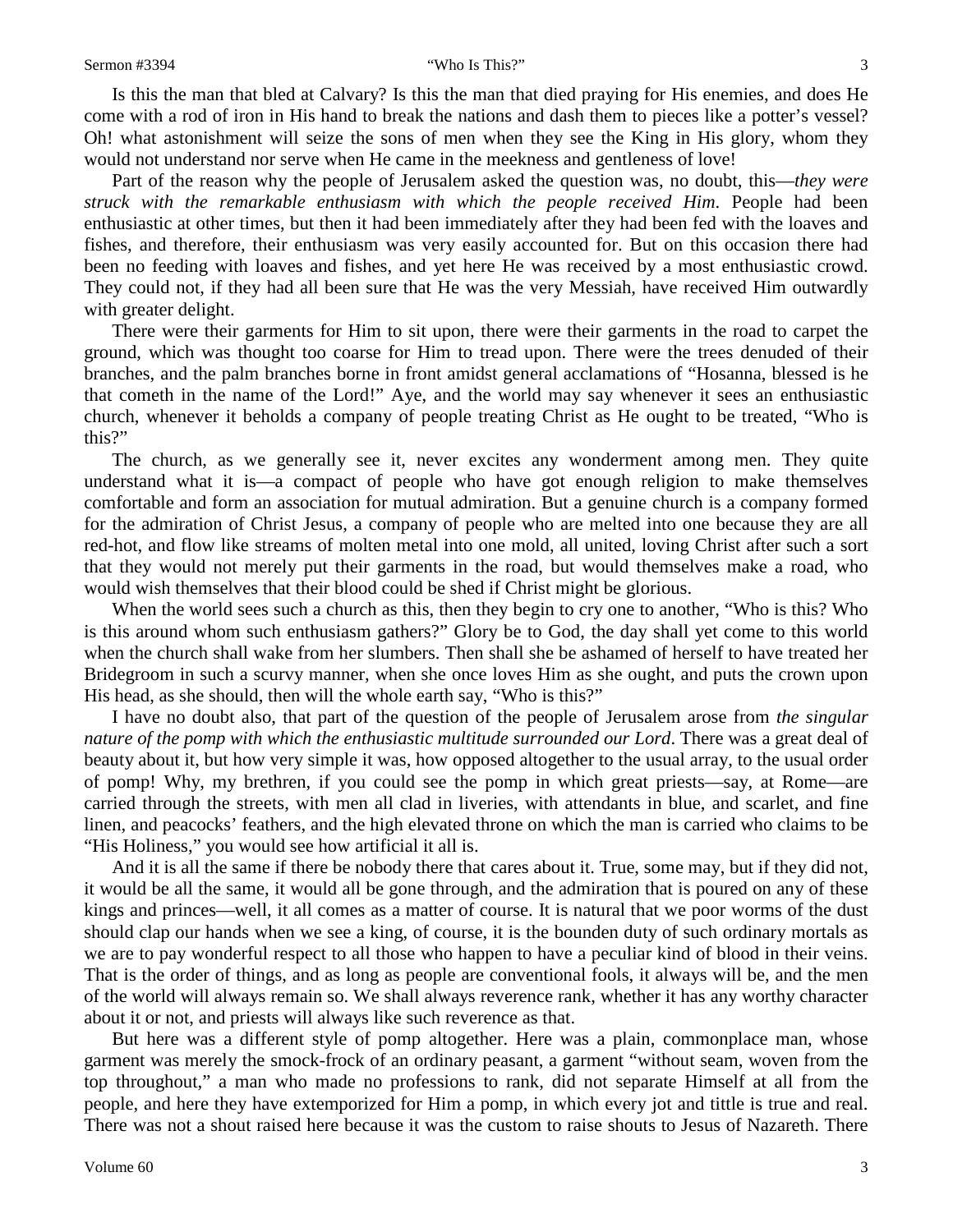Is this the man that bled at Calvary? Is this the man that died praying for His enemies, and does He come with a rod of iron in His hand to break the nations and dash them to pieces like a potter's vessel? Oh! what astonishment will seize the sons of men when they see the King in His glory, whom they would not understand nor serve when He came in the meekness and gentleness of love!

Part of the reason why the people of Jerusalem asked the question was, no doubt, this—*they were struck with the remarkable enthusiasm with which the people received Him*. People had been enthusiastic at other times, but then it had been immediately after they had been fed with the loaves and fishes, and therefore, their enthusiasm was very easily accounted for. But on this occasion there had been no feeding with loaves and fishes, and yet here He was received by a most enthusiastic crowd. They could not, if they had all been sure that He was the very Messiah, have received Him outwardly with greater delight.

There were their garments for Him to sit upon, there were their garments in the road to carpet the ground, which was thought too coarse for Him to tread upon. There were the trees denuded of their branches, and the palm branches borne in front amidst general acclamations of "Hosanna, blessed is he that cometh in the name of the Lord!" Aye, and the world may say whenever it sees an enthusiastic church, whenever it beholds a company of people treating Christ as He ought to be treated, "Who is this?"

The church, as we generally see it, never excites any wonderment among men. They quite understand what it is—a compact of people who have got enough religion to make themselves comfortable and form an association for mutual admiration. But a genuine church is a company formed for the admiration of Christ Jesus, a company of people who are melted into one because they are all red-hot, and flow like streams of molten metal into one mold, all united, loving Christ after such a sort that they would not merely put their garments in the road, but would themselves make a road, who would wish themselves that their blood could be shed if Christ might be glorious.

When the world sees such a church as this, then they begin to cry one to another, "Who is this? Who is this around whom such enthusiasm gathers?" Glory be to God, the day shall yet come to this world when the church shall wake from her slumbers. Then shall she be ashamed of herself to have treated her Bridegroom in such a scurvy manner, when she once loves Him as she ought, and puts the crown upon His head, as she should, then will the whole earth say, "Who is this?"

I have no doubt also, that part of the question of the people of Jerusalem arose from *the singular nature of the pomp with which the enthusiastic multitude surrounded our Lord*. There was a great deal of beauty about it, but how very simple it was, how opposed altogether to the usual array, to the usual order of pomp! Why, my brethren, if you could see the pomp in which great priests—say, at Rome—are carried through the streets, with men all clad in liveries, with attendants in blue, and scarlet, and fine linen, and peacocks' feathers, and the high elevated throne on which the man is carried who claims to be "His Holiness," you would see how artificial it all is.

And it is all the same if there be nobody there that cares about it. True, some may, but if they did not, it would be all the same, it would all be gone through, and the admiration that is poured on any of these kings and princes—well, it all comes as a matter of course. It is natural that we poor worms of the dust should clap our hands when we see a king, of course, it is the bounden duty of such ordinary mortals as we are to pay wonderful respect to all those who happen to have a peculiar kind of blood in their veins. That is the order of things, and as long as people are conventional fools, it always will be, and the men of the world will always remain so. We shall always reverence rank, whether it has any worthy character about it or not, and priests will always like such reverence as that.

But here was a different style of pomp altogether. Here was a plain, commonplace man, whose garment was merely the smock-frock of an ordinary peasant, a garment "without seam, woven from the top throughout," a man who made no professions to rank, did not separate Himself at all from the people, and here they have extemporized for Him a pomp, in which every jot and tittle is true and real. There was not a shout raised here because it was the custom to raise shouts to Jesus of Nazareth. There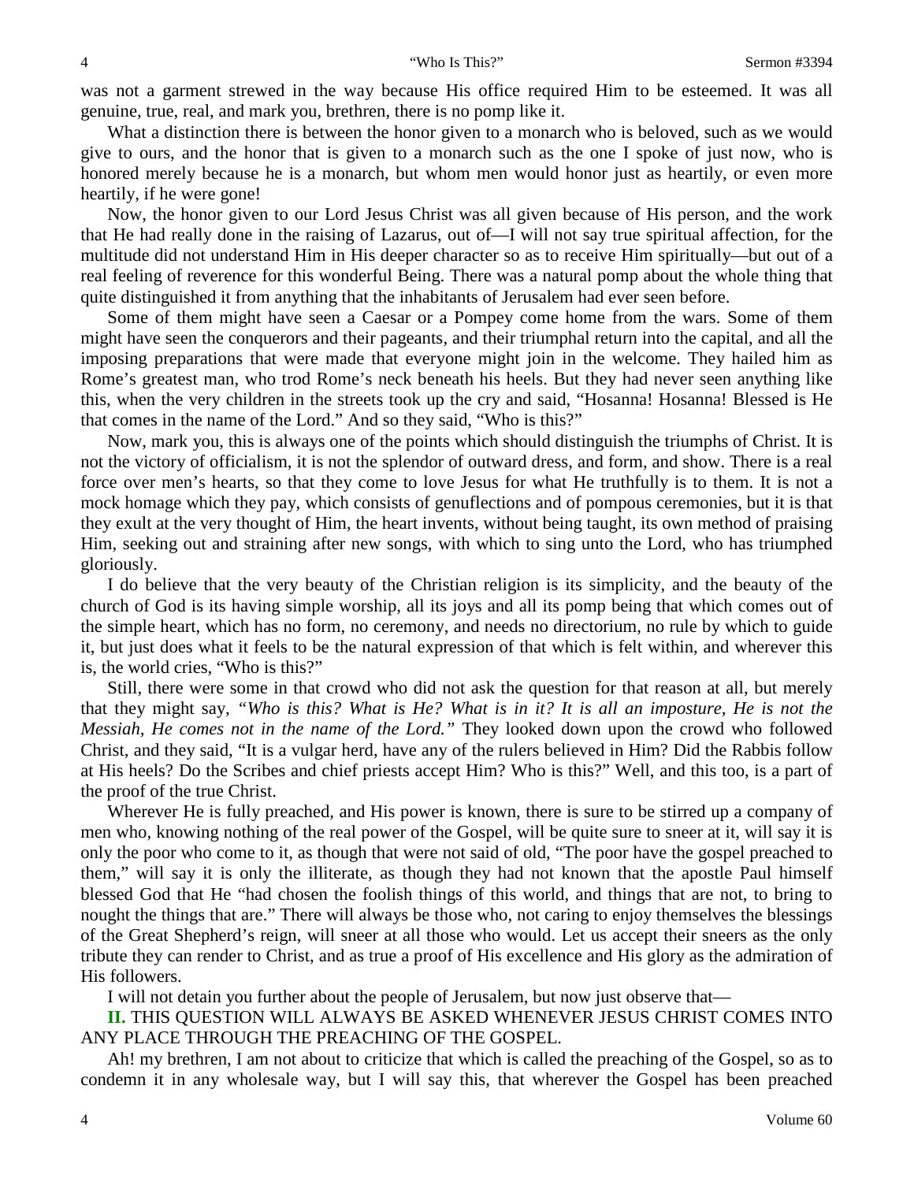was not a garment strewed in the way because His office required Him to be esteemed. It was all genuine, true, real, and mark you, brethren, there is no pomp like it.

What a distinction there is between the honor given to a monarch who is beloved, such as we would give to ours, and the honor that is given to a monarch such as the one I spoke of just now, who is honored merely because he is a monarch, but whom men would honor just as heartily, or even more heartily, if he were gone!

Now, the honor given to our Lord Jesus Christ was all given because of His person, and the work that He had really done in the raising of Lazarus, out of—I will not say true spiritual affection, for the multitude did not understand Him in His deeper character so as to receive Him spiritually—but out of a real feeling of reverence for this wonderful Being. There was a natural pomp about the whole thing that quite distinguished it from anything that the inhabitants of Jerusalem had ever seen before.

Some of them might have seen a Caesar or a Pompey come home from the wars. Some of them might have seen the conquerors and their pageants, and their triumphal return into the capital, and all the imposing preparations that were made that everyone might join in the welcome. They hailed him as Rome's greatest man, who trod Rome's neck beneath his heels. But they had never seen anything like this, when the very children in the streets took up the cry and said, "Hosanna! Hosanna! Blessed is He that comes in the name of the Lord." And so they said, "Who is this?"

Now, mark you, this is always one of the points which should distinguish the triumphs of Christ. It is not the victory of officialism, it is not the splendor of outward dress, and form, and show. There is a real force over men's hearts, so that they come to love Jesus for what He truthfully is to them. It is not a mock homage which they pay, which consists of genuflections and of pompous ceremonies, but it is that they exult at the very thought of Him, the heart invents, without being taught, its own method of praising Him, seeking out and straining after new songs, with which to sing unto the Lord, who has triumphed gloriously.

I do believe that the very beauty of the Christian religion is its simplicity, and the beauty of the church of God is its having simple worship, all its joys and all its pomp being that which comes out of the simple heart, which has no form, no ceremony, and needs no directorium, no rule by which to guide it, but just does what it feels to be the natural expression of that which is felt within, and wherever this is, the world cries, "Who is this?"

Still, there were some in that crowd who did not ask the question for that reason at all, but merely that they might say, *"Who is this? What is He? What is in it? It is all an imposture, He is not the Messiah, He comes not in the name of the Lord."* They looked down upon the crowd who followed Christ, and they said, "It is a vulgar herd, have any of the rulers believed in Him? Did the Rabbis follow at His heels? Do the Scribes and chief priests accept Him? Who is this?" Well, and this too, is a part of the proof of the true Christ.

Wherever He is fully preached, and His power is known, there is sure to be stirred up a company of men who, knowing nothing of the real power of the Gospel, will be quite sure to sneer at it, will say it is only the poor who come to it, as though that were not said of old, "The poor have the gospel preached to them," will say it is only the illiterate, as though they had not known that the apostle Paul himself blessed God that He "had chosen the foolish things of this world, and things that are not, to bring to nought the things that are." There will always be those who, not caring to enjoy themselves the blessings of the Great Shepherd's reign, will sneer at all those who would. Let us accept their sneers as the only tribute they can render to Christ, and as true a proof of His excellence and His glory as the admiration of His followers.

I will not detain you further about the people of Jerusalem, but now just observe that—

**II.** THIS QUESTION WILL ALWAYS BE ASKED WHENEVER JESUS CHRIST COMES INTO ANY PLACE THROUGH THE PREACHING OF THE GOSPEL.

Ah! my brethren, I am not about to criticize that which is called the preaching of the Gospel, so as to condemn it in any wholesale way, but I will say this, that wherever the Gospel has been preached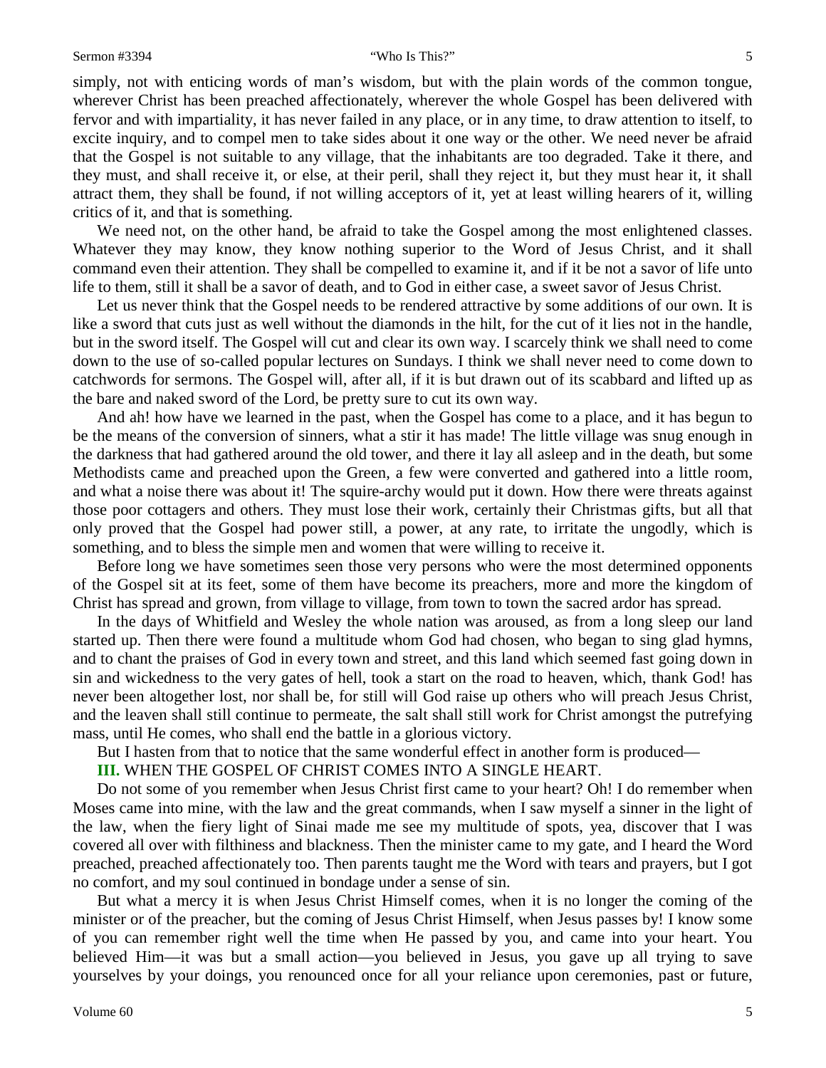simply, not with enticing words of man's wisdom, but with the plain words of the common tongue, wherever Christ has been preached affectionately, wherever the whole Gospel has been delivered with fervor and with impartiality, it has never failed in any place, or in any time, to draw attention to itself, to excite inquiry, and to compel men to take sides about it one way or the other. We need never be afraid that the Gospel is not suitable to any village, that the inhabitants are too degraded. Take it there, and they must, and shall receive it, or else, at their peril, shall they reject it, but they must hear it, it shall attract them, they shall be found, if not willing acceptors of it, yet at least willing hearers of it, willing critics of it, and that is something.

We need not, on the other hand, be afraid to take the Gospel among the most enlightened classes. Whatever they may know, they know nothing superior to the Word of Jesus Christ, and it shall command even their attention. They shall be compelled to examine it, and if it be not a savor of life unto life to them, still it shall be a savor of death, and to God in either case, a sweet savor of Jesus Christ.

Let us never think that the Gospel needs to be rendered attractive by some additions of our own. It is like a sword that cuts just as well without the diamonds in the hilt, for the cut of it lies not in the handle, but in the sword itself. The Gospel will cut and clear its own way. I scarcely think we shall need to come down to the use of so-called popular lectures on Sundays. I think we shall never need to come down to catchwords for sermons. The Gospel will, after all, if it is but drawn out of its scabbard and lifted up as the bare and naked sword of the Lord, be pretty sure to cut its own way.

And ah! how have we learned in the past, when the Gospel has come to a place, and it has begun to be the means of the conversion of sinners, what a stir it has made! The little village was snug enough in the darkness that had gathered around the old tower, and there it lay all asleep and in the death, but some Methodists came and preached upon the Green, a few were converted and gathered into a little room, and what a noise there was about it! The squire-archy would put it down. How there were threats against those poor cottagers and others. They must lose their work, certainly their Christmas gifts, but all that only proved that the Gospel had power still, a power, at any rate, to irritate the ungodly, which is something, and to bless the simple men and women that were willing to receive it.

Before long we have sometimes seen those very persons who were the most determined opponents of the Gospel sit at its feet, some of them have become its preachers, more and more the kingdom of Christ has spread and grown, from village to village, from town to town the sacred ardor has spread.

In the days of Whitfield and Wesley the whole nation was aroused, as from a long sleep our land started up. Then there were found a multitude whom God had chosen, who began to sing glad hymns, and to chant the praises of God in every town and street, and this land which seemed fast going down in sin and wickedness to the very gates of hell, took a start on the road to heaven, which, thank God! has never been altogether lost, nor shall be, for still will God raise up others who will preach Jesus Christ, and the leaven shall still continue to permeate, the salt shall still work for Christ amongst the putrefying mass, until He comes, who shall end the battle in a glorious victory.

But I hasten from that to notice that the same wonderful effect in another form is produced—

**III.** WHEN THE GOSPEL OF CHRIST COMES INTO A SINGLE HEART.

Do not some of you remember when Jesus Christ first came to your heart? Oh! I do remember when Moses came into mine, with the law and the great commands, when I saw myself a sinner in the light of the law, when the fiery light of Sinai made me see my multitude of spots, yea, discover that I was covered all over with filthiness and blackness. Then the minister came to my gate, and I heard the Word preached, preached affectionately too. Then parents taught me the Word with tears and prayers, but I got no comfort, and my soul continued in bondage under a sense of sin.

But what a mercy it is when Jesus Christ Himself comes, when it is no longer the coming of the minister or of the preacher, but the coming of Jesus Christ Himself, when Jesus passes by! I know some of you can remember right well the time when He passed by you, and came into your heart. You believed Him—it was but a small action—you believed in Jesus, you gave up all trying to save yourselves by your doings, you renounced once for all your reliance upon ceremonies, past or future,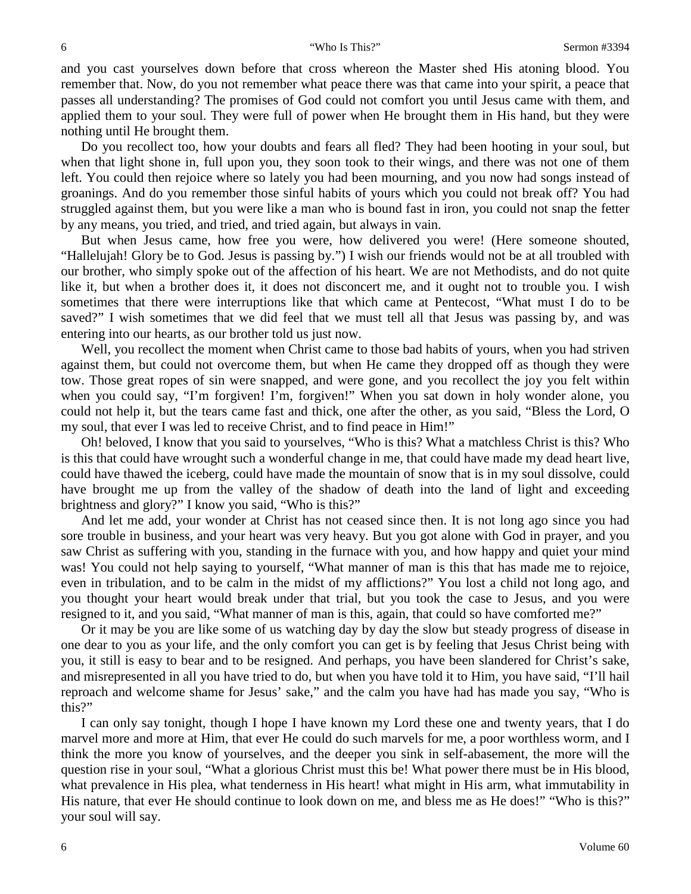and you cast yourselves down before that cross whereon the Master shed His atoning blood. You remember that. Now, do you not remember what peace there was that came into your spirit, a peace that passes all understanding? The promises of God could not comfort you until Jesus came with them, and applied them to your soul. They were full of power when He brought them in His hand, but they were nothing until He brought them.

Do you recollect too, how your doubts and fears all fled? They had been hooting in your soul, but when that light shone in, full upon you, they soon took to their wings, and there was not one of them left. You could then rejoice where so lately you had been mourning, and you now had songs instead of groanings. And do you remember those sinful habits of yours which you could not break off? You had struggled against them, but you were like a man who is bound fast in iron, you could not snap the fetter by any means, you tried, and tried, and tried again, but always in vain.

But when Jesus came, how free you were, how delivered you were! (Here someone shouted, "Hallelujah! Glory be to God. Jesus is passing by.") I wish our friends would not be at all troubled with our brother, who simply spoke out of the affection of his heart. We are not Methodists, and do not quite like it, but when a brother does it, it does not disconcert me, and it ought not to trouble you. I wish sometimes that there were interruptions like that which came at Pentecost, "What must I do to be saved?" I wish sometimes that we did feel that we must tell all that Jesus was passing by, and was entering into our hearts, as our brother told us just now.

Well, you recollect the moment when Christ came to those bad habits of yours, when you had striven against them, but could not overcome them, but when He came they dropped off as though they were tow. Those great ropes of sin were snapped, and were gone, and you recollect the joy you felt within when you could say, "I'm forgiven! I'm, forgiven!" When you sat down in holy wonder alone, you could not help it, but the tears came fast and thick, one after the other, as you said, "Bless the Lord, O my soul, that ever I was led to receive Christ, and to find peace in Him!"

Oh! beloved, I know that you said to yourselves, "Who is this? What a matchless Christ is this? Who is this that could have wrought such a wonderful change in me, that could have made my dead heart live, could have thawed the iceberg, could have made the mountain of snow that is in my soul dissolve, could have brought me up from the valley of the shadow of death into the land of light and exceeding brightness and glory?" I know you said, "Who is this?"

And let me add, your wonder at Christ has not ceased since then. It is not long ago since you had sore trouble in business, and your heart was very heavy. But you got alone with God in prayer, and you saw Christ as suffering with you, standing in the furnace with you, and how happy and quiet your mind was! You could not help saying to yourself, "What manner of man is this that has made me to rejoice, even in tribulation, and to be calm in the midst of my afflictions?" You lost a child not long ago, and you thought your heart would break under that trial, but you took the case to Jesus, and you were resigned to it, and you said, "What manner of man is this, again, that could so have comforted me?"

Or it may be you are like some of us watching day by day the slow but steady progress of disease in one dear to you as your life, and the only comfort you can get is by feeling that Jesus Christ being with you, it still is easy to bear and to be resigned. And perhaps, you have been slandered for Christ's sake, and misrepresented in all you have tried to do, but when you have told it to Him, you have said, "I'll hail reproach and welcome shame for Jesus' sake," and the calm you have had has made you say, "Who is this?"

I can only say tonight, though I hope I have known my Lord these one and twenty years, that I do marvel more and more at Him, that ever He could do such marvels for me, a poor worthless worm, and I think the more you know of yourselves, and the deeper you sink in self-abasement, the more will the question rise in your soul, "What a glorious Christ must this be! What power there must be in His blood, what prevalence in His plea, what tenderness in His heart! what might in His arm, what immutability in His nature, that ever He should continue to look down on me, and bless me as He does!" "Who is this?" your soul will say.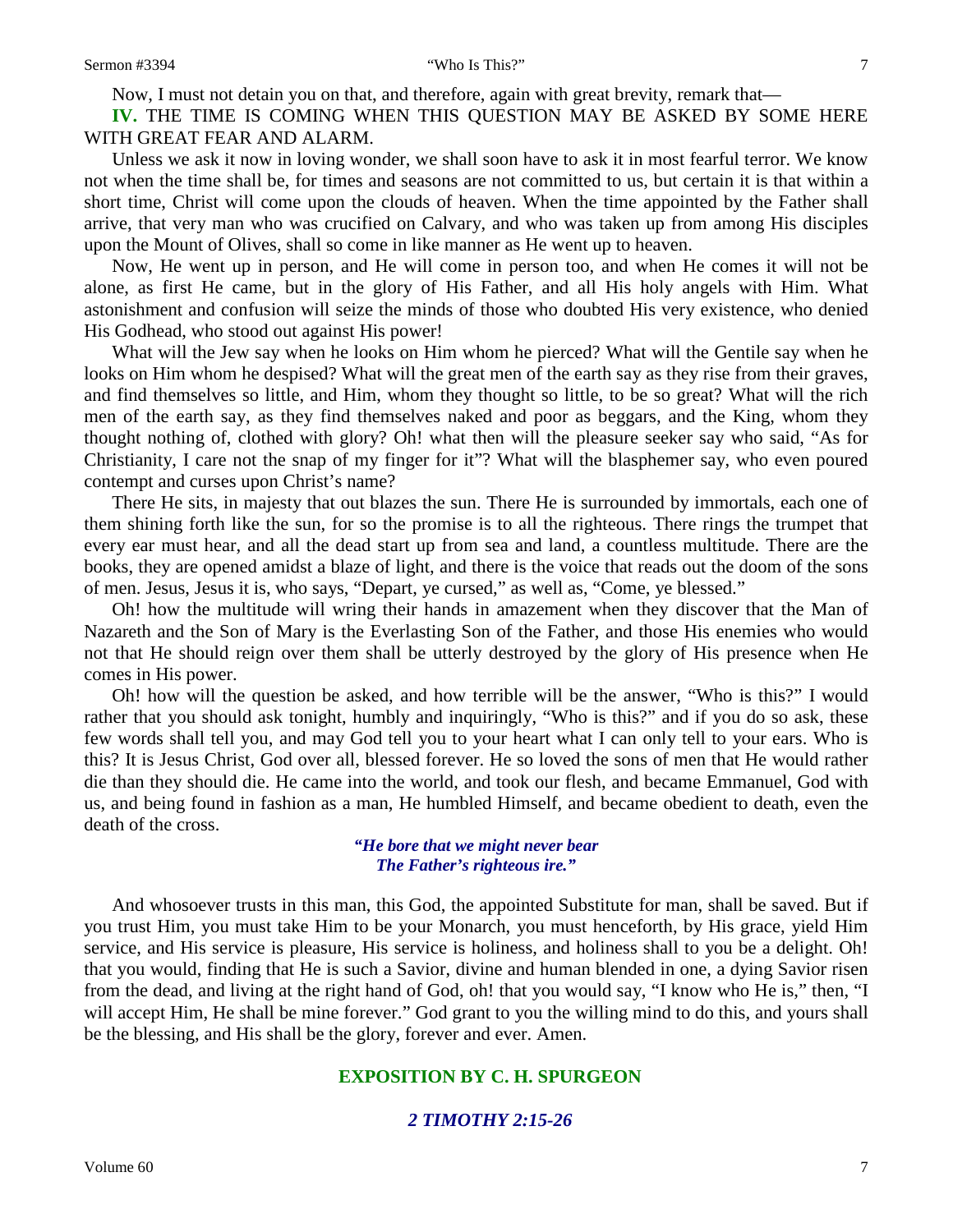Now, I must not detain you on that, and therefore, again with great brevity, remark that—

**IV.** THE TIME IS COMING WHEN THIS QUESTION MAY BE ASKED BY SOME HERE WITH GREAT FEAR AND ALARM.

Unless we ask it now in loving wonder, we shall soon have to ask it in most fearful terror. We know not when the time shall be, for times and seasons are not committed to us, but certain it is that within a short time, Christ will come upon the clouds of heaven. When the time appointed by the Father shall arrive, that very man who was crucified on Calvary, and who was taken up from among His disciples upon the Mount of Olives, shall so come in like manner as He went up to heaven.

Now, He went up in person, and He will come in person too, and when He comes it will not be alone, as first He came, but in the glory of His Father, and all His holy angels with Him. What astonishment and confusion will seize the minds of those who doubted His very existence, who denied His Godhead, who stood out against His power!

What will the Jew say when he looks on Him whom he pierced? What will the Gentile say when he looks on Him whom he despised? What will the great men of the earth say as they rise from their graves, and find themselves so little, and Him, whom they thought so little, to be so great? What will the rich men of the earth say, as they find themselves naked and poor as beggars, and the King, whom they thought nothing of, clothed with glory? Oh! what then will the pleasure seeker say who said, "As for Christianity, I care not the snap of my finger for it"? What will the blasphemer say, who even poured contempt and curses upon Christ's name?

There He sits, in majesty that out blazes the sun. There He is surrounded by immortals, each one of them shining forth like the sun, for so the promise is to all the righteous. There rings the trumpet that every ear must hear, and all the dead start up from sea and land, a countless multitude. There are the books, they are opened amidst a blaze of light, and there is the voice that reads out the doom of the sons of men. Jesus, Jesus it is, who says, "Depart, ye cursed," as well as, "Come, ye blessed."

Oh! how the multitude will wring their hands in amazement when they discover that the Man of Nazareth and the Son of Mary is the Everlasting Son of the Father, and those His enemies who would not that He should reign over them shall be utterly destroyed by the glory of His presence when He comes in His power.

Oh! how will the question be asked, and how terrible will be the answer, "Who is this?" I would rather that you should ask tonight, humbly and inquiringly, "Who is this?" and if you do so ask, these few words shall tell you, and may God tell you to your heart what I can only tell to your ears. Who is this? It is Jesus Christ, God over all, blessed forever. He so loved the sons of men that He would rather die than they should die. He came into the world, and took our flesh, and became Emmanuel, God with us, and being found in fashion as a man, He humbled Himself, and became obedient to death, even the death of the cross.

> ***"He bore that we might never bear***
> ***The Father's righteous ire."***

And whosoever trusts in this man, this God, the appointed Substitute for man, shall be saved. But if you trust Him, you must take Him to be your Monarch, you must henceforth, by His grace, yield Him service, and His service is pleasure, His service is holiness, and holiness shall to you be a delight. Oh! that you would, finding that He is such a Savior, divine and human blended in one, a dying Savior risen from the dead, and living at the right hand of God, oh! that you would say, "I know who He is," then, "I will accept Him, He shall be mine forever." God grant to you the willing mind to do this, and yours shall be the blessing, and His shall be the glory, forever and ever. Amen.

## EXPOSITION BY C. H. SPURGEON

### *2 TIMOTHY 2:15-26*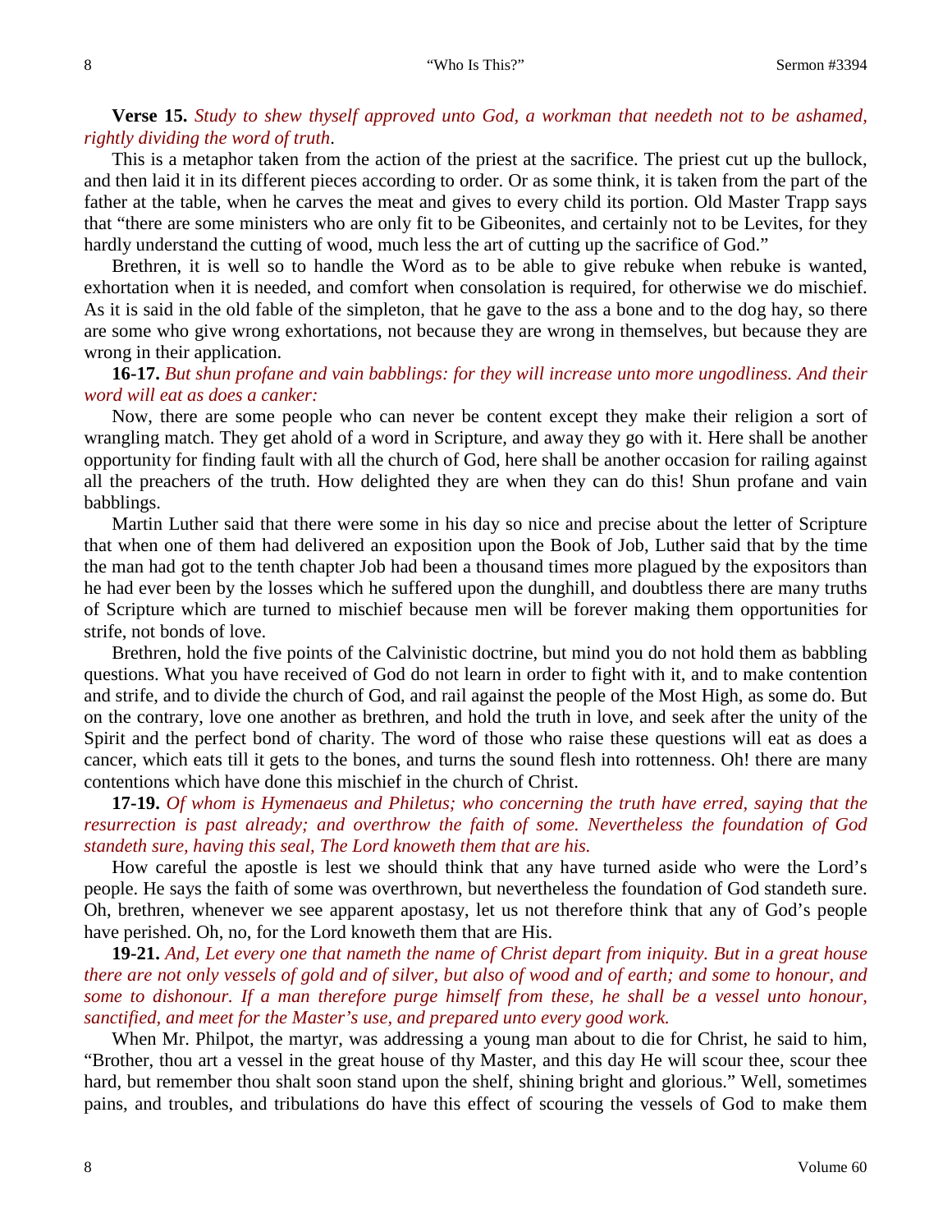**Verse 15.** *Study to shew thyself approved unto God, a workman that needeth not to be ashamed, rightly dividing the word of truth*.

This is a metaphor taken from the action of the priest at the sacrifice. The priest cut up the bullock, and then laid it in its different pieces according to order. Or as some think, it is taken from the part of the father at the table, when he carves the meat and gives to every child its portion. Old Master Trapp says that "there are some ministers who are only fit to be Gibeonites, and certainly not to be Levites, for they hardly understand the cutting of wood, much less the art of cutting up the sacrifice of God."

Brethren, it is well so to handle the Word as to be able to give rebuke when rebuke is wanted, exhortation when it is needed, and comfort when consolation is required, for otherwise we do mischief. As it is said in the old fable of the simpleton, that he gave to the ass a bone and to the dog hay, so there are some who give wrong exhortations, not because they are wrong in themselves, but because they are wrong in their application.

**16-17.** *But shun profane and vain babblings: for they will increase unto more ungodliness. And their word will eat as does a canker:*

Now, there are some people who can never be content except they make their religion a sort of wrangling match. They get ahold of a word in Scripture, and away they go with it. Here shall be another opportunity for finding fault with all the church of God, here shall be another occasion for railing against all the preachers of the truth. How delighted they are when they can do this! Shun profane and vain babblings.

Martin Luther said that there were some in his day so nice and precise about the letter of Scripture that when one of them had delivered an exposition upon the Book of Job, Luther said that by the time the man had got to the tenth chapter Job had been a thousand times more plagued by the expositors than he had ever been by the losses which he suffered upon the dunghill, and doubtless there are many truths of Scripture which are turned to mischief because men will be forever making them opportunities for strife, not bonds of love.

Brethren, hold the five points of the Calvinistic doctrine, but mind you do not hold them as babbling questions. What you have received of God do not learn in order to fight with it, and to make contention and strife, and to divide the church of God, and rail against the people of the Most High, as some do. But on the contrary, love one another as brethren, and hold the truth in love, and seek after the unity of the Spirit and the perfect bond of charity. The word of those who raise these questions will eat as does a cancer, which eats till it gets to the bones, and turns the sound flesh into rottenness. Oh! there are many contentions which have done this mischief in the church of Christ.

**17-19.** *Of whom is Hymenaeus and Philetus; who concerning the truth have erred, saying that the resurrection is past already; and overthrow the faith of some. Nevertheless the foundation of God standeth sure, having this seal, The Lord knoweth them that are his.*

How careful the apostle is lest we should think that any have turned aside who were the Lord's people. He says the faith of some was overthrown, but nevertheless the foundation of God standeth sure. Oh, brethren, whenever we see apparent apostasy, let us not therefore think that any of God's people have perished. Oh, no, for the Lord knoweth them that are His.

**19-21.** *And, Let every one that nameth the name of Christ depart from iniquity. But in a great house there are not only vessels of gold and of silver, but also of wood and of earth; and some to honour, and some to dishonour. If a man therefore purge himself from these, he shall be a vessel unto honour, sanctified, and meet for the Master's use, and prepared unto every good work.*

When Mr. Philpot, the martyr, was addressing a young man about to die for Christ, he said to him, "Brother, thou art a vessel in the great house of thy Master, and this day He will scour thee, scour thee hard, but remember thou shalt soon stand upon the shelf, shining bright and glorious." Well, sometimes pains, and troubles, and tribulations do have this effect of scouring the vessels of God to make them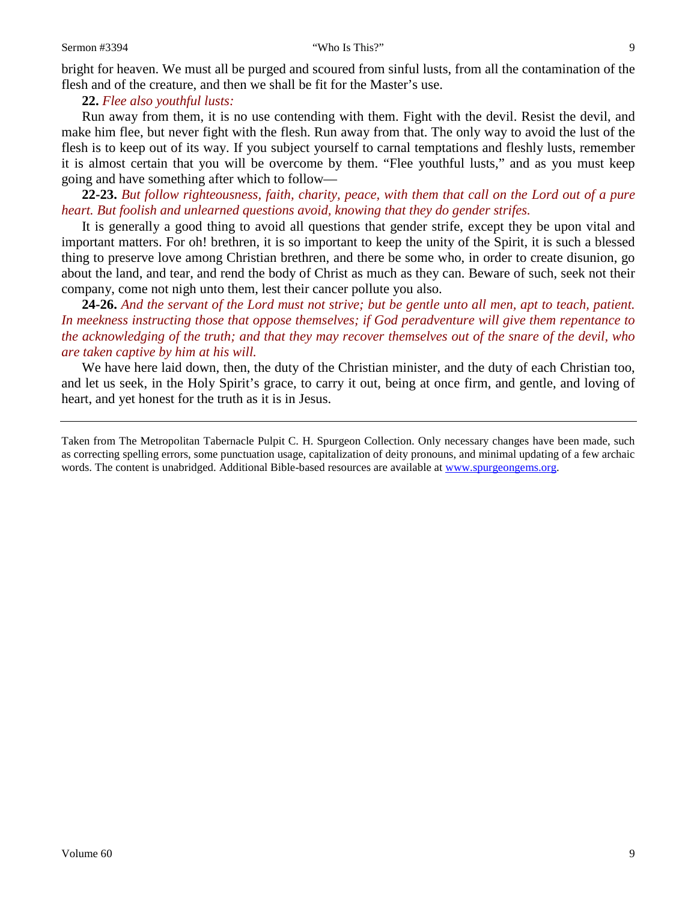bright for heaven. We must all be purged and scoured from sinful lusts, from all the contamination of the flesh and of the creature, and then we shall be fit for the Master's use.

**22.** *Flee also youthful lusts:*

Run away from them, it is no use contending with them. Fight with the devil. Resist the devil, and make him flee, but never fight with the flesh. Run away from that. The only way to avoid the lust of the flesh is to keep out of its way. If you subject yourself to carnal temptations and fleshly lusts, remember it is almost certain that you will be overcome by them. "Flee youthful lusts," and as you must keep going and have something after which to follow—

**22-23.** *But follow righteousness, faith, charity, peace, with them that call on the Lord out of a pure heart. But foolish and unlearned questions avoid, knowing that they do gender strifes.*

It is generally a good thing to avoid all questions that gender strife, except they be upon vital and important matters. For oh! brethren, it is so important to keep the unity of the Spirit, it is such a blessed thing to preserve love among Christian brethren, and there be some who, in order to create disunion, go about the land, and tear, and rend the body of Christ as much as they can. Beware of such, seek not their company, come not nigh unto them, lest their cancer pollute you also.

**24-26.** *And the servant of the Lord must not strive; but be gentle unto all men, apt to teach, patient. In meekness instructing those that oppose themselves; if God peradventure will give them repentance to the acknowledging of the truth; and that they may recover themselves out of the snare of the devil, who are taken captive by him at his will.*

We have here laid down, then, the duty of the Christian minister, and the duty of each Christian too, and let us seek, in the Holy Spirit's grace, to carry it out, being at once firm, and gentle, and loving of heart, and yet honest for the truth as it is in Jesus.

---

Taken from The Metropolitan Tabernacle Pulpit C. H. Spurgeon Collection. Only necessary changes have been made, such as correcting spelling errors, some punctuation usage, capitalization of deity pronouns, and minimal updating of a few archaic words. The content is unabridged. Additional Bible-based resources are available at www.spurgeongems.org.